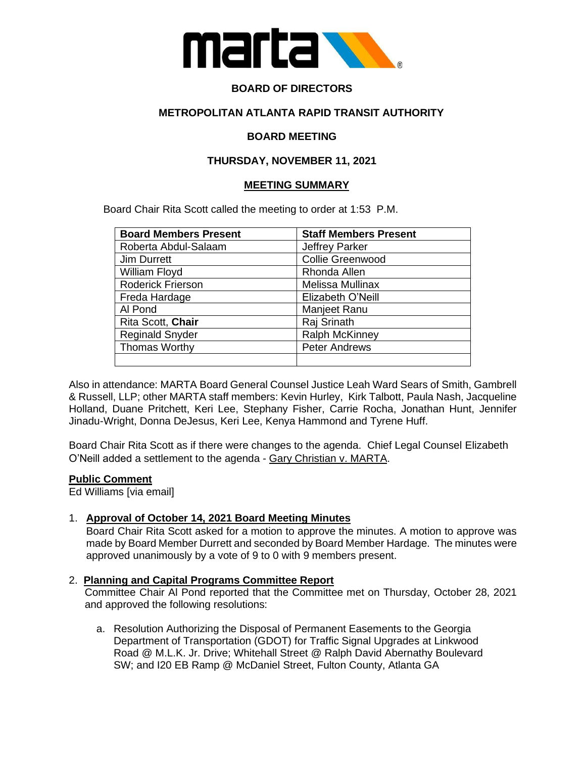**BOARD OF DIRECTORS**

**METROPOLITAN ATLANTA RAPID TRANSIT AUTHORITY**

**BOARD MEETING**

**THURSDAY, NOVEMBER 11, 2021**

**MEETING SUMMARY**

Board Chair Rita Scott called the meeting to order at 1:53 P.M.

| Board Members Present | Staff Members Present |
|---|---|
| Roberta Abdul-Salaam | Jeffrey Parker |
| Jim Durrett | Collie Greenwood |
| William Floyd | Rhonda Allen |
| Roderick Frierson | Melissa Mullinax |
| Freda Hardage | Elizabeth O'Neill |
| Al Pond | Manjeet Ranu |
| Rita Scott, **Chair** | Raj Srinath |
| Reginald Snyder | Ralph McKinney |
| Thomas Worthy | Peter Andrews |
| | |

Also in attendance: MARTA Board General Counsel Justice Leah Ward Sears of Smith, Gambrell & Russell, LLP; other MARTA staff members: Kevin Hurley, Kirk Talbott, Paula Nash, Jacqueline Holland, Duane Pritchett, Keri Lee, Stephany Fisher, Carrie Rocha, Jonathan Hunt, Jennifer Jinadu-Wright, Donna DeJesus, Keri Lee, Kenya Hammond and Tyrene Huff.

Board Chair Rita Scott as if there were changes to the agenda. Chief Legal Counsel Elizabeth O'Neill added a settlement to the agenda - Gary Christian v. MARTA.

**Public Comment**

Ed Williams [via email]

1. **Approval of October 14, 2021 Board Meeting Minutes**

   Board Chair Rita Scott asked for a motion to approve the minutes. A motion to approve was made by Board Member Durrett and seconded by Board Member Hardage. The minutes were approved unanimously by a vote of 9 to 0 with 9 members present.

2. **Planning and Capital Programs Committee Report**

   Committee Chair Al Pond reported that the Committee met on Thursday, October 28, 2021 and approved the following resolutions:

   a. Resolution Authorizing the Disposal of Permanent Easements to the Georgia Department of Transportation (GDOT) for Traffic Signal Upgrades at Linkwood Road @ M.L.K. Jr. Drive; Whitehall Street @ Ralph David Abernathy Boulevard SW; and I20 EB Ramp @ McDaniel Street, Fulton County, Atlanta GA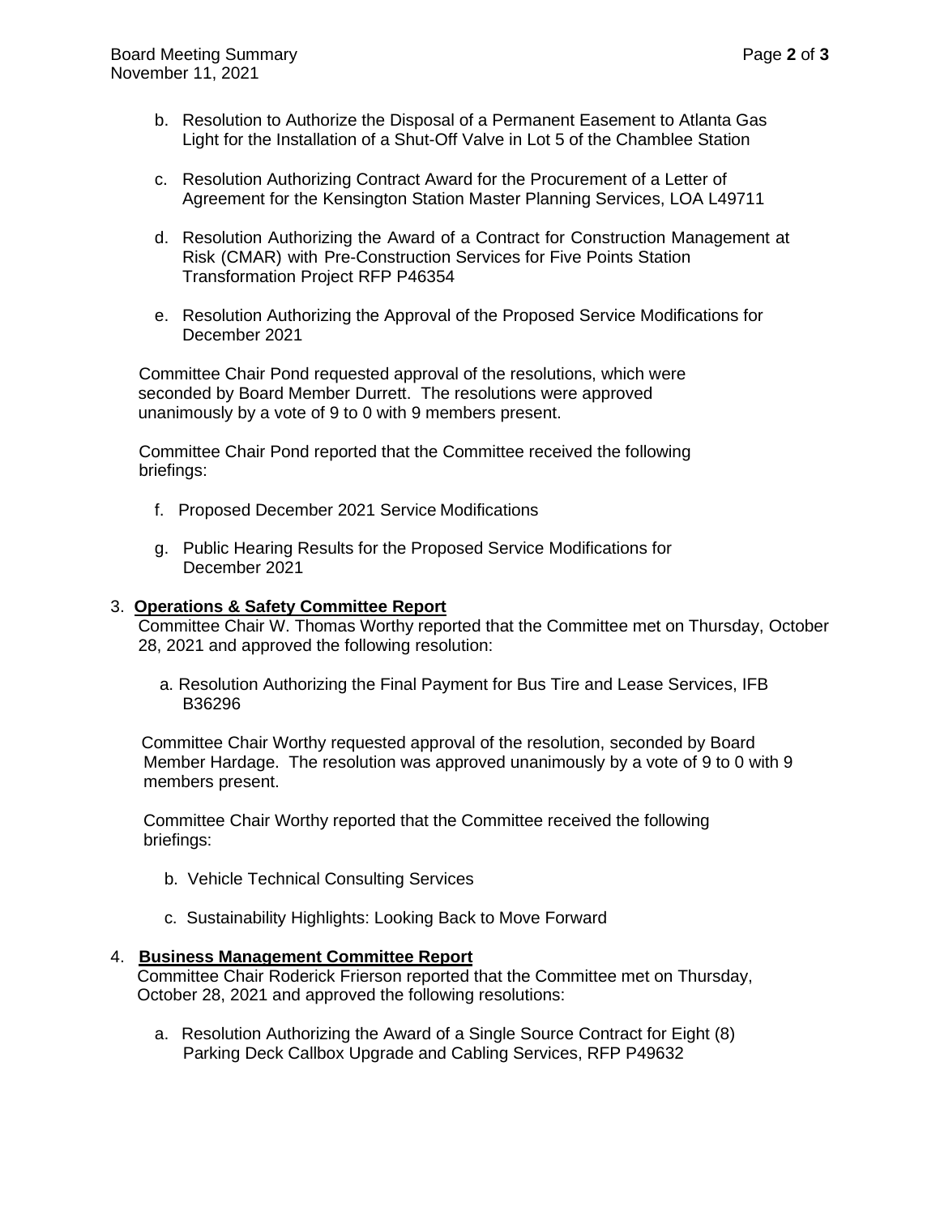b. Resolution to Authorize the Disposal of a Permanent Easement to Atlanta Gas Light for the Installation of a Shut-Off Valve in Lot 5 of the Chamblee Station

c. Resolution Authorizing Contract Award for the Procurement of a Letter of Agreement for the Kensington Station Master Planning Services, LOA L49711

d. Resolution Authorizing the Award of a Contract for Construction Management at Risk (CMAR) with Pre-Construction Services for Five Points Station Transformation Project RFP P46354

e. Resolution Authorizing the Approval of the Proposed Service Modifications for December 2021

Committee Chair Pond requested approval of the resolutions, which were seconded by Board Member Durrett. The resolutions were approved unanimously by a vote of 9 to 0 with 9 members present.

Committee Chair Pond reported that the Committee received the following briefings:

f. Proposed December 2021 Service Modifications

g. Public Hearing Results for the Proposed Service Modifications for December 2021

3. **Operations & Safety Committee Report**

Committee Chair W. Thomas Worthy reported that the Committee met on Thursday, October 28, 2021 and approved the following resolution:

a. Resolution Authorizing the Final Payment for Bus Tire and Lease Services, IFB B36296

Committee Chair Worthy requested approval of the resolution, seconded by Board Member Hardage. The resolution was approved unanimously by a vote of 9 to 0 with 9 members present.

Committee Chair Worthy reported that the Committee received the following briefings:

b. Vehicle Technical Consulting Services

c. Sustainability Highlights: Looking Back to Move Forward

4. **Business Management Committee Report**

Committee Chair Roderick Frierson reported that the Committee met on Thursday, October 28, 2021 and approved the following resolutions:

a. Resolution Authorizing the Award of a Single Source Contract for Eight (8) Parking Deck Callbox Upgrade and Cabling Services, RFP P49632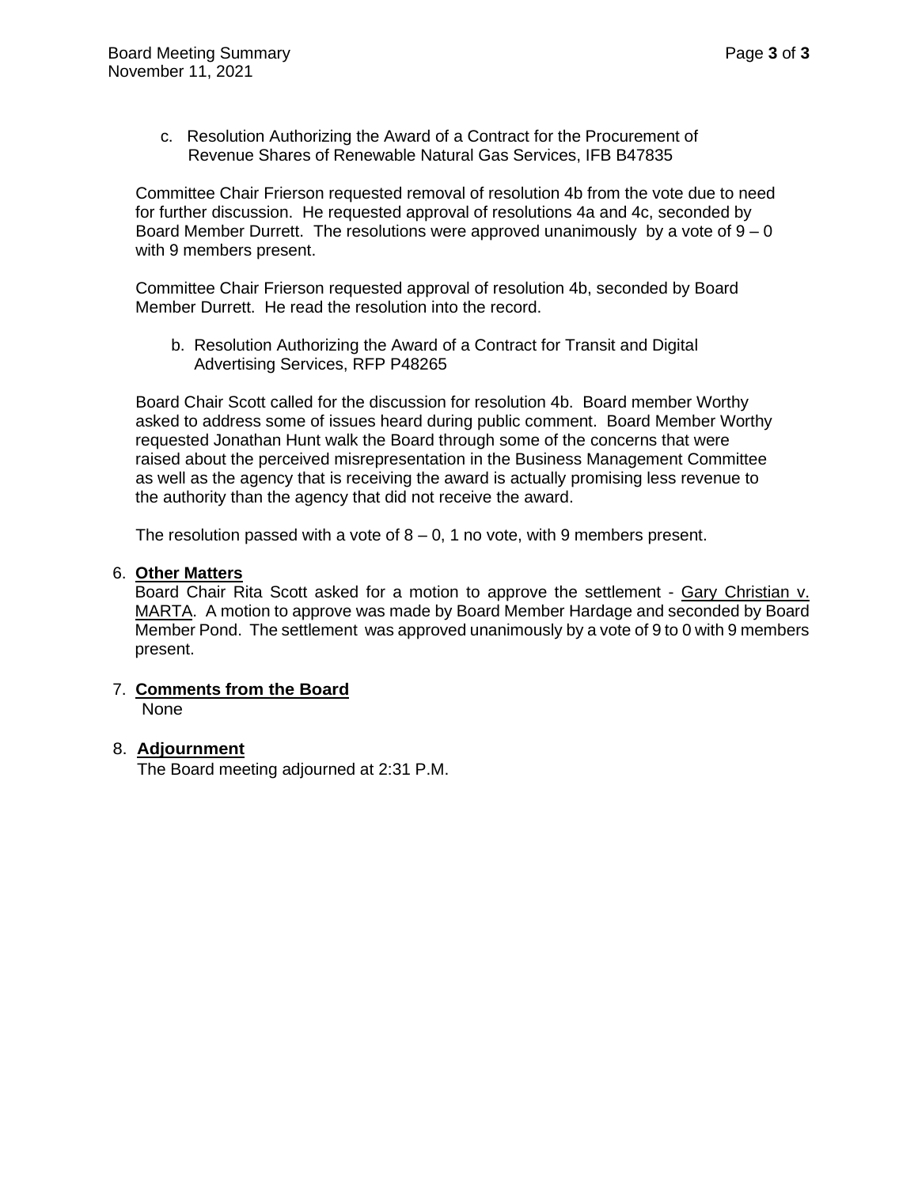c. Resolution Authorizing the Award of a Contract for the Procurement of Revenue Shares of Renewable Natural Gas Services, IFB B47835

Committee Chair Frierson requested removal of resolution 4b from the vote due to need for further discussion. He requested approval of resolutions 4a and 4c, seconded by Board Member Durrett. The resolutions were approved unanimously by a vote of 9 – 0 with 9 members present.

Committee Chair Frierson requested approval of resolution 4b, seconded by Board Member Durrett. He read the resolution into the record.

b. Resolution Authorizing the Award of a Contract for Transit and Digital Advertising Services, RFP P48265

Board Chair Scott called for the discussion for resolution 4b. Board member Worthy asked to address some of issues heard during public comment. Board Member Worthy requested Jonathan Hunt walk the Board through some of the concerns that were raised about the perceived misrepresentation in the Business Management Committee as well as the agency that is receiving the award is actually promising less revenue to the authority than the agency that did not receive the award.

The resolution passed with a vote of 8 – 0, 1 no vote, with 9 members present.

## 6. Other Matters

Board Chair Rita Scott asked for a motion to approve the settlement - Gary Christian v. MARTA. A motion to approve was made by Board Member Hardage and seconded by Board Member Pond. The settlement was approved unanimously by a vote of 9 to 0 with 9 members present.

## 7. Comments from the Board

None

## 8. Adjournment

The Board meeting adjourned at 2:31 P.M.